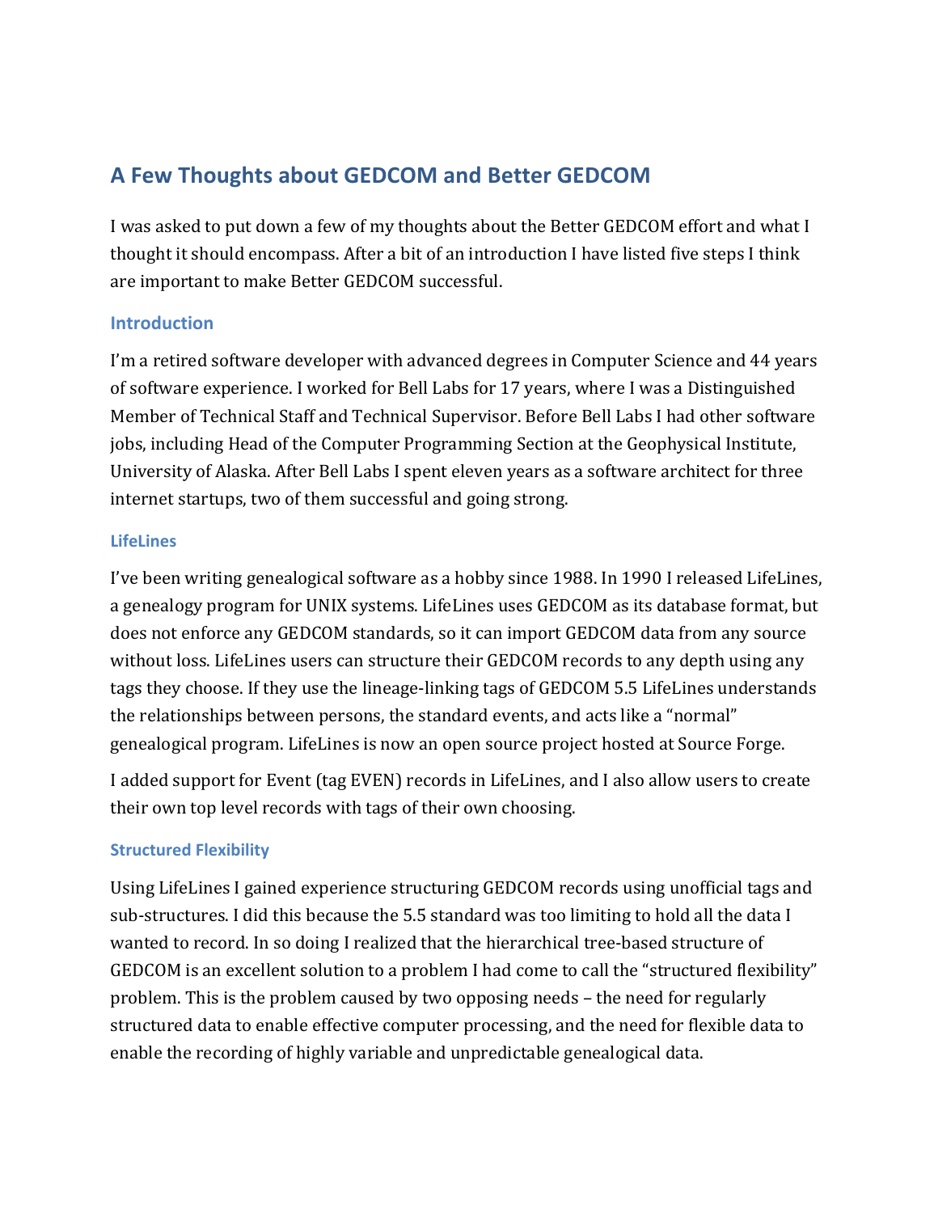# A Few Thoughts about GEDCOM and Better GEDCOM

I was asked to put down a few of my thoughts about the Better GEDCOM effort and what I thought it should encompass. After a bit of an introduction I have listed five steps I think are important to make Better GEDCOM successful.

## Introduction

I'm a retired software developer with advanced degrees in Computer Science and 44 years of software experience. I worked for Bell Labs for 17 years, where I was a Distinguished Member of Technical Staff and Technical Supervisor. Before Bell Labs I had other software jobs, including Head of the Computer Programming Section at the Geophysical Institute, University of Alaska. After Bell Labs I spent eleven years as a software architect for three internet startups, two of them successful and going strong.

### LifeLines

I've been writing genealogical software as a hobby since 1988. In 1990 I released LifeLines, a genealogy program for UNIX systems. LifeLines uses GEDCOM as its database format, but does not enforce any GEDCOM standards, so it can import GEDCOM data from any source without loss. LifeLines users can structure their GEDCOM records to any depth using any tags they choose. If they use the lineage-linking tags of GEDCOM 5.5 LifeLines understands the relationships between persons, the standard events, and acts like a "normal" genealogical program. LifeLines is now an open source project hosted at Source Forge.

I added support for Event (tag EVEN) records in LifeLines, and I also allow users to create their own top level records with tags of their own choosing.

### Structured Flexibility

Using LifeLines I gained experience structuring GEDCOM records using unofficial tags and sub-structures. I did this because the 5.5 standard was too limiting to hold all the data I wanted to record. In so doing I realized that the hierarchical tree-based structure of GEDCOM is an excellent solution to a problem I had come to call the "structured flexibility" problem. This is the problem caused by two opposing needs – the need for regularly structured data to enable effective computer processing, and the need for flexible data to enable the recording of highly variable and unpredictable genealogical data.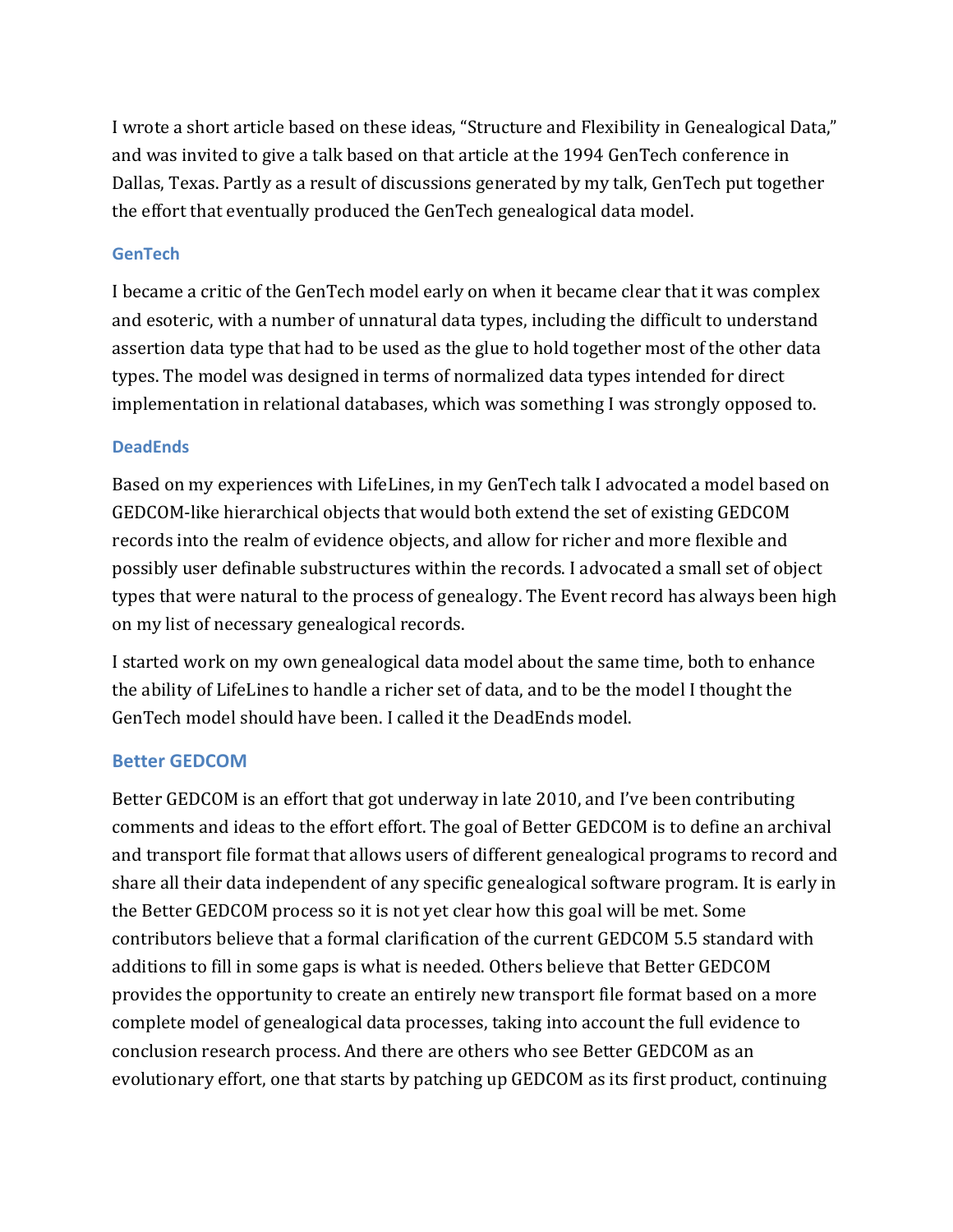I wrote a short article based on these ideas, "Structure and Flexibility in Genealogical Data," and was invited to give a talk based on that article at the 1994 GenTech conference in Dallas, Texas. Partly as a result of discussions generated by my talk, GenTech put together the effort that eventually produced the GenTech genealogical data model.

### GenTech

I became a critic of the GenTech model early on when it became clear that it was complex and esoteric, with a number of unnatural data types, including the difficult to understand assertion data type that had to be used as the glue to hold together most of the other data types. The model was designed in terms of normalized data types intended for direct implementation in relational databases, which was something I was strongly opposed to.

### DeadEnds

Based on my experiences with LifeLines, in my GenTech talk I advocated a model based on GEDCOM-like hierarchical objects that would both extend the set of existing GEDCOM records into the realm of evidence objects, and allow for richer and more flexible and possibly user definable substructures within the records. I advocated a small set of object types that were natural to the process of genealogy. The Event record has always been high on my list of necessary genealogical records.

I started work on my own genealogical data model about the same time, both to enhance the ability of LifeLines to handle a richer set of data, and to be the model I thought the GenTech model should have been. I called it the DeadEnds model.

## Better GEDCOM

Better GEDCOM is an effort that got underway in late 2010, and I've been contributing comments and ideas to the effort effort. The goal of Better GEDCOM is to define an archival and transport file format that allows users of different genealogical programs to record and share all their data independent of any specific genealogical software program. It is early in the Better GEDCOM process so it is not yet clear how this goal will be met. Some contributors believe that a formal clarification of the current GEDCOM 5.5 standard with additions to fill in some gaps is what is needed. Others believe that Better GEDCOM provides the opportunity to create an entirely new transport file format based on a more complete model of genealogical data processes, taking into account the full evidence to conclusion research process. And there are others who see Better GEDCOM as an evolutionary effort, one that starts by patching up GEDCOM as its first product, continuing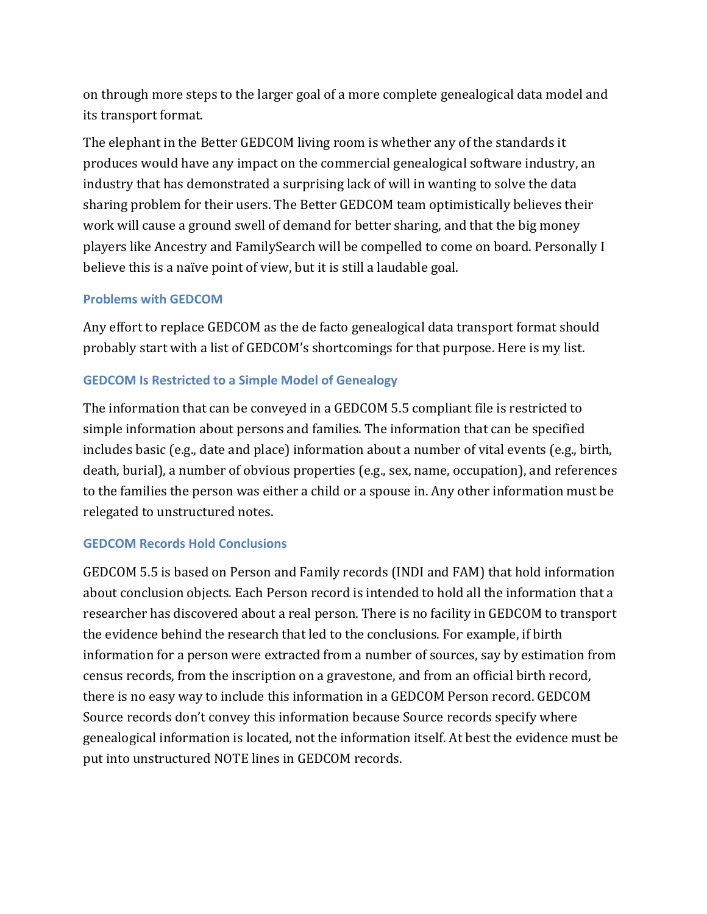on through more steps to the larger goal of a more complete genealogical data model and its transport format.

The elephant in the Better GEDCOM living room is whether any of the standards it produces would have any impact on the commercial genealogical software industry, an industry that has demonstrated a surprising lack of will in wanting to solve the data sharing problem for their users. The Better GEDCOM team optimistically believes their work will cause a ground swell of demand for better sharing, and that the big money players like Ancestry and FamilySearch will be compelled to come on board. Personally I believe this is a naïve point of view, but it is still a laudable goal.

### Problems with GEDCOM

Any effort to replace GEDCOM as the de facto genealogical data transport format should probably start with a list of GEDCOM's shortcomings for that purpose. Here is my list.

### GEDCOM Is Restricted to a Simple Model of Genealogy

The information that can be conveyed in a GEDCOM 5.5 compliant file is restricted to simple information about persons and families. The information that can be specified includes basic (e.g., date and place) information about a number of vital events (e.g., birth, death, burial), a number of obvious properties (e.g., sex, name, occupation), and references to the families the person was either a child or a spouse in. Any other information must be relegated to unstructured notes.

### GEDCOM Records Hold Conclusions

GEDCOM 5.5 is based on Person and Family records (INDI and FAM) that hold information about conclusion objects. Each Person record is intended to hold all the information that a researcher has discovered about a real person. There is no facility in GEDCOM to transport the evidence behind the research that led to the conclusions. For example, if birth information for a person were extracted from a number of sources, say by estimation from census records, from the inscription on a gravestone, and from an official birth record, there is no easy way to include this information in a GEDCOM Person record. GEDCOM Source records don't convey this information because Source records specify where genealogical information is located, not the information itself. At best the evidence must be put into unstructured NOTE lines in GEDCOM records.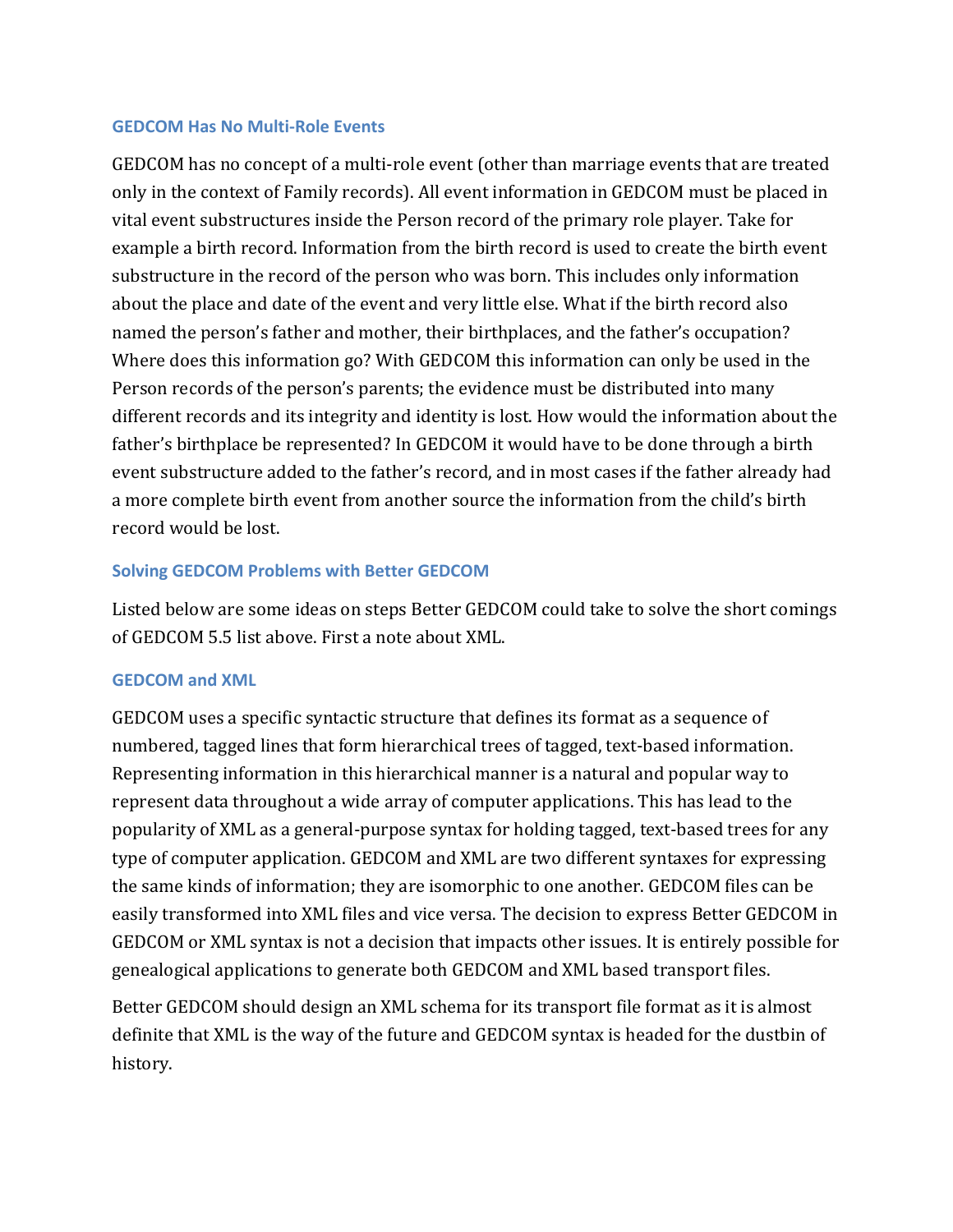### GEDCOM Has No Multi-Role Events

GEDCOM has no concept of a multi-role event (other than marriage events that are treated only in the context of Family records). All event information in GEDCOM must be placed in vital event substructures inside the Person record of the primary role player. Take for example a birth record. Information from the birth record is used to create the birth event substructure in the record of the person who was born. This includes only information about the place and date of the event and very little else. What if the birth record also named the person's father and mother, their birthplaces, and the father's occupation? Where does this information go? With GEDCOM this information can only be used in the Person records of the person's parents; the evidence must be distributed into many different records and its integrity and identity is lost. How would the information about the father's birthplace be represented? In GEDCOM it would have to be done through a birth event substructure added to the father's record, and in most cases if the father already had a more complete birth event from another source the information from the child's birth record would be lost.

### Solving GEDCOM Problems with Better GEDCOM

Listed below are some ideas on steps Better GEDCOM could take to solve the short comings of GEDCOM 5.5 list above. First a note about XML.

### GEDCOM and XML

GEDCOM uses a specific syntactic structure that defines its format as a sequence of numbered, tagged lines that form hierarchical trees of tagged, text-based information. Representing information in this hierarchical manner is a natural and popular way to represent data throughout a wide array of computer applications. This has lead to the popularity of XML as a general-purpose syntax for holding tagged, text-based trees for any type of computer application. GEDCOM and XML are two different syntaxes for expressing the same kinds of information; they are isomorphic to one another. GEDCOM files can be easily transformed into XML files and vice versa. The decision to express Better GEDCOM in GEDCOM or XML syntax is not a decision that impacts other issues. It is entirely possible for genealogical applications to generate both GEDCOM and XML based transport files.

Better GEDCOM should design an XML schema for its transport file format as it is almost definite that XML is the way of the future and GEDCOM syntax is headed for the dustbin of history.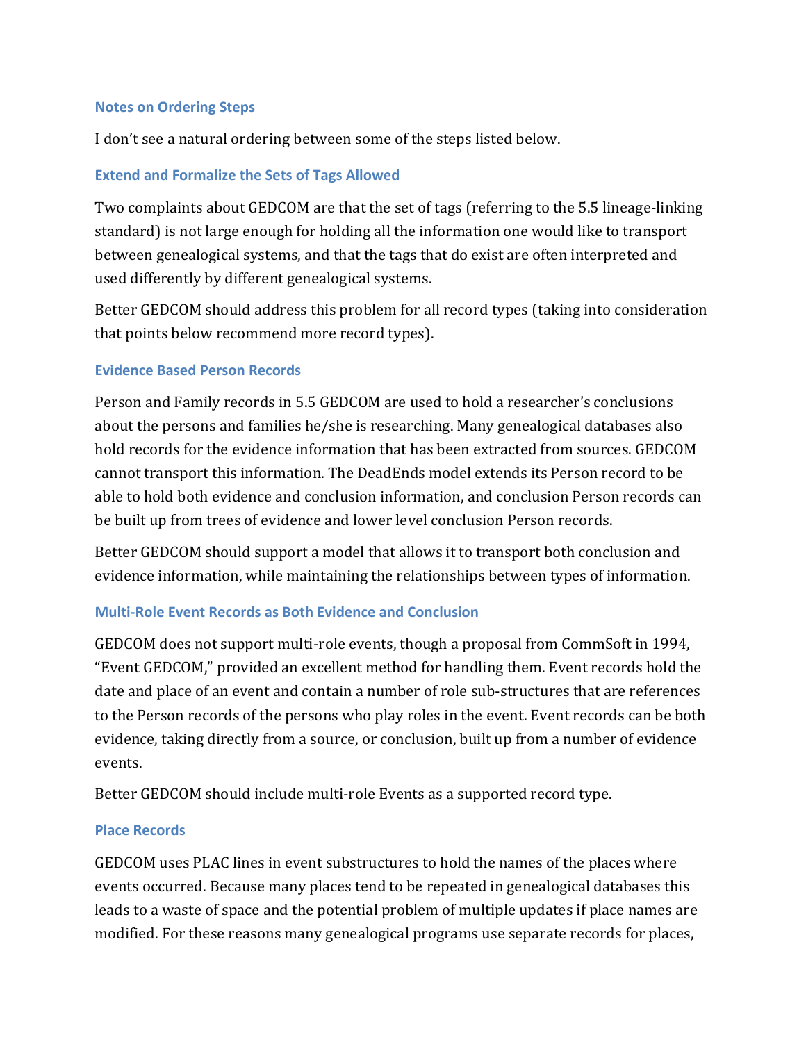### Notes on Ordering Steps

I don't see a natural ordering between some of the steps listed below.

### Extend and Formalize the Sets of Tags Allowed

Two complaints about GEDCOM are that the set of tags (referring to the 5.5 lineage-linking standard) is not large enough for holding all the information one would like to transport between genealogical systems, and that the tags that do exist are often interpreted and used differently by different genealogical systems.

Better GEDCOM should address this problem for all record types (taking into consideration that points below recommend more record types).

### Evidence Based Person Records

Person and Family records in 5.5 GEDCOM are used to hold a researcher's conclusions about the persons and families he/she is researching. Many genealogical databases also hold records for the evidence information that has been extracted from sources. GEDCOM cannot transport this information. The DeadEnds model extends its Person record to be able to hold both evidence and conclusion information, and conclusion Person records can be built up from trees of evidence and lower level conclusion Person records.

Better GEDCOM should support a model that allows it to transport both conclusion and evidence information, while maintaining the relationships between types of information.

### Multi-Role Event Records as Both Evidence and Conclusion

GEDCOM does not support multi-role events, though a proposal from CommSoft in 1994, "Event GEDCOM," provided an excellent method for handling them. Event records hold the date and place of an event and contain a number of role sub-structures that are references to the Person records of the persons who play roles in the event. Event records can be both evidence, taking directly from a source, or conclusion, built up from a number of evidence events.

Better GEDCOM should include multi-role Events as a supported record type.

### Place Records

GEDCOM uses PLAC lines in event substructures to hold the names of the places where events occurred. Because many places tend to be repeated in genealogical databases this leads to a waste of space and the potential problem of multiple updates if place names are modified. For these reasons many genealogical programs use separate records for places,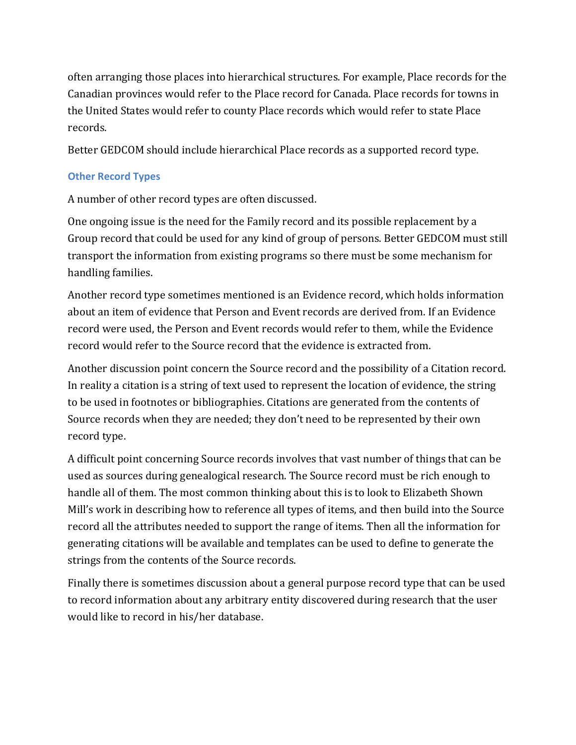often arranging those places into hierarchical structures. For example, Place records for the Canadian provinces would refer to the Place record for Canada. Place records for towns in the United States would refer to county Place records which would refer to state Place records.

Better GEDCOM should include hierarchical Place records as a supported record type.

### Other Record Types

A number of other record types are often discussed.

One ongoing issue is the need for the Family record and its possible replacement by a Group record that could be used for any kind of group of persons. Better GEDCOM must still transport the information from existing programs so there must be some mechanism for handling families.

Another record type sometimes mentioned is an Evidence record, which holds information about an item of evidence that Person and Event records are derived from. If an Evidence record were used, the Person and Event records would refer to them, while the Evidence record would refer to the Source record that the evidence is extracted from.

Another discussion point concern the Source record and the possibility of a Citation record. In reality a citation is a string of text used to represent the location of evidence, the string to be used in footnotes or bibliographies. Citations are generated from the contents of Source records when they are needed; they don't need to be represented by their own record type.

A difficult point concerning Source records involves that vast number of things that can be used as sources during genealogical research. The Source record must be rich enough to handle all of them. The most common thinking about this is to look to Elizabeth Shown Mill's work in describing how to reference all types of items, and then build into the Source record all the attributes needed to support the range of items. Then all the information for generating citations will be available and templates can be used to define to generate the strings from the contents of the Source records.

Finally there is sometimes discussion about a general purpose record type that can be used to record information about any arbitrary entity discovered during research that the user would like to record in his/her database.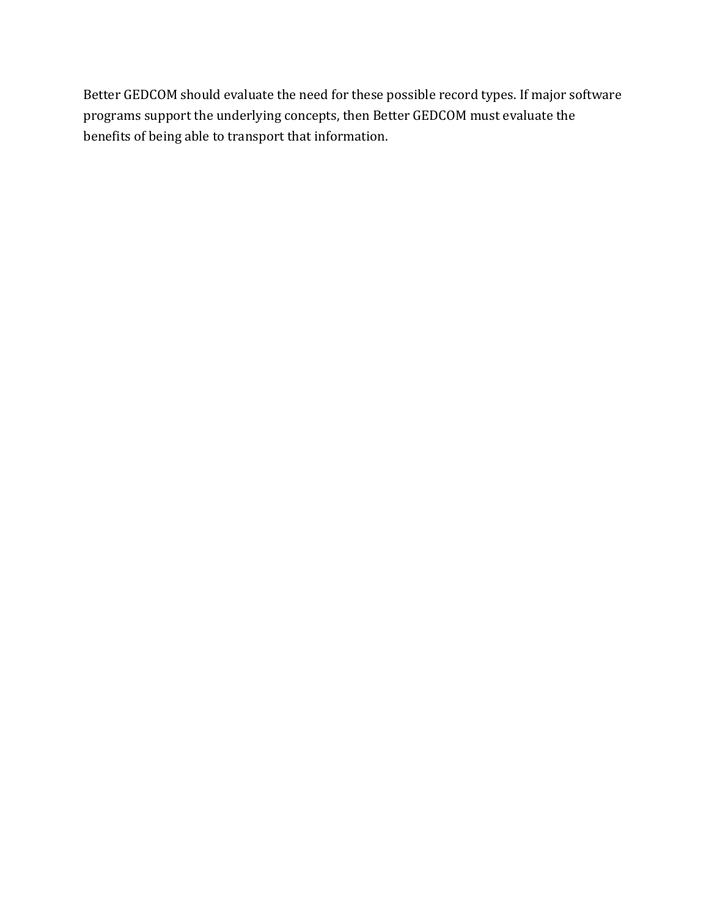Better GEDCOM should evaluate the need for these possible record types. If major software programs support the underlying concepts, then Better GEDCOM must evaluate the benefits of being able to transport that information.